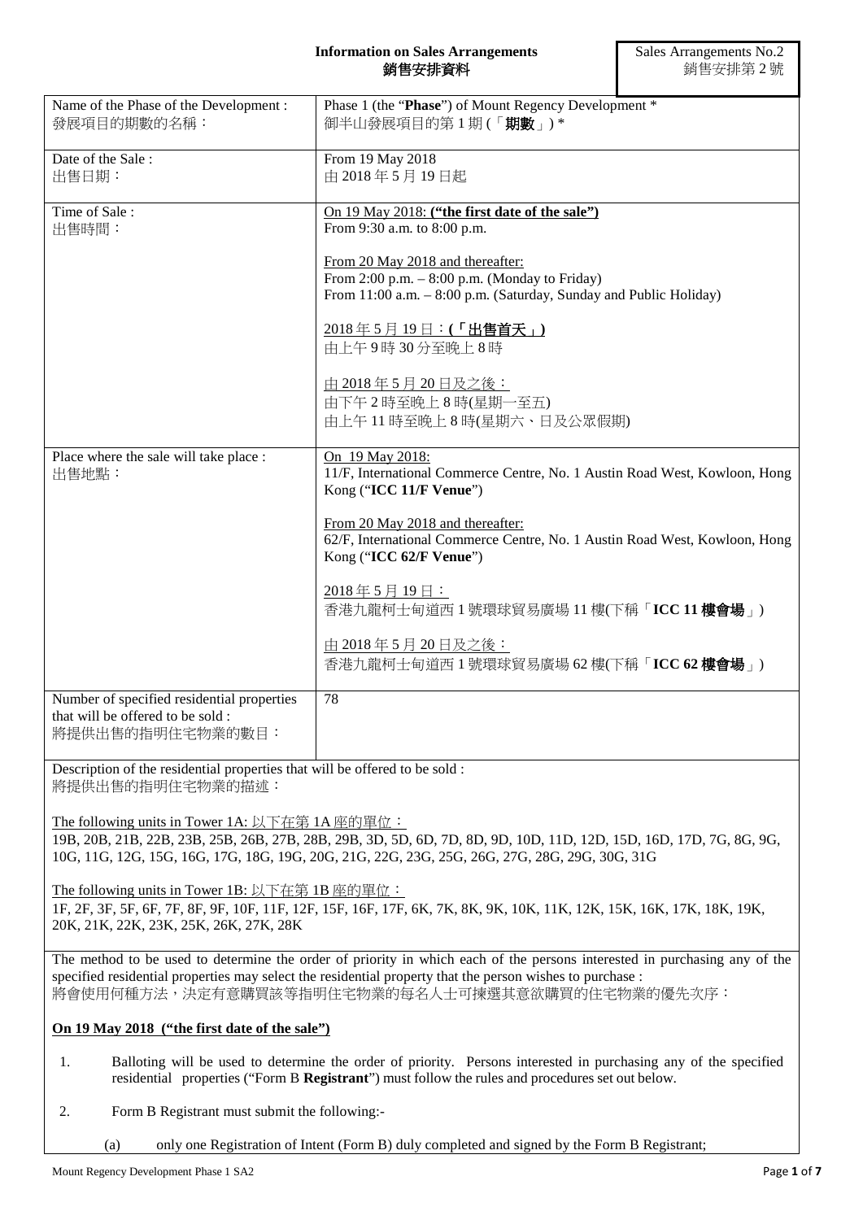# Information on Sales Arrangements
# 銷售安排資料

Sales Arrangements No.2
銷售安排第 2 號

| | |
|---|---|
| Name of the Phase of the Development :<br>發展項目的期數的名稱： | Phase 1 (the "**Phase**") of Mount Regency Development *<br>御半山發展項目的第 1 期 (「**期數**」) * |
| Date of the Sale :<br>出售日期： | From 19 May 2018<br>由 2018 年 5 月 19 日起 |
| Time of Sale :<br>出售時間： | <u>On 19 May 2018: **("the first date of the sale")**</u><br>From 9:30 a.m. to 8:00 p.m.<br><br><u>From 20 May 2018 and thereafter:</u><br>From 2:00 p.m. – 8:00 p.m. (Monday to Friday)<br>From 11:00 a.m. – 8:00 p.m. (Saturday, Sunday and Public Holiday)<br><br><u>2018 年 5 月 19 日：**(「出售首天」)**</u><br>由上午 9 時 30 分至晚上 8 時<br><br><u>由 2018 年 5 月 20 日及之後：</u><br>由下午 2 時至晚上 8 時(星期一至五)<br>由上午 11 時至晚上 8 時(星期六、日及公眾假期) |
| Place where the sale will take place :<br>出售地點： | <u>On 19 May 2018:</u><br>11/F, International Commerce Centre, No. 1 Austin Road West, Kowloon, Hong Kong ("**ICC 11/F Venue**")<br><br><u>From 20 May 2018 and thereafter:</u><br>62/F, International Commerce Centre, No. 1 Austin Road West, Kowloon, Hong Kong ("**ICC 62/F Venue**")<br><br><u>2018 年 5 月 19 日：</u><br>香港九龍柯士甸道西 1 號環球貿易廣場 11 樓(下稱「**ICC 11 樓會場**」)<br><br><u>由 2018 年 5 月 20 日及之後：</u><br>香港九龍柯士甸道西 1 號環球貿易廣場 62 樓(下稱「**ICC 62 樓會場**」) |
| Number of specified residential properties that will be offered to be sold :<br>將提供出售的指明住宅物業的數目： | 78 |

Description of the residential properties that will be offered to be sold :
將提供出售的指明住宅物業的描述：

<u>The following units in Tower 1A: 以下在第 1A 座的單位：</u>
19B, 20B, 21B, 22B, 23B, 25B, 26B, 27B, 28B, 29B, 3D, 5D, 6D, 7D, 8D, 9D, 10D, 11D, 12D, 15D, 16D, 17D, 7G, 8G, 9G, 10G, 11G, 12G, 15G, 16G, 17G, 18G, 19G, 20G, 21G, 22G, 23G, 25G, 26G, 27G, 28G, 29G, 30G, 31G

<u>The following units in Tower 1B: 以下在第 1B 座的單位：</u>
1F, 2F, 3F, 5F, 6F, 7F, 8F, 9F, 10F, 11F, 12F, 15F, 16F, 17F, 6K, 7K, 8K, 9K, 10K, 11K, 12K, 15K, 16K, 17K, 18K, 19K, 20K, 21K, 22K, 23K, 25K, 26K, 27K, 28K

The method to be used to determine the order of priority in which each of the persons interested in purchasing any of the specified residential properties may select the residential property that the person wishes to purchase :
將會使用何種方法，決定有意購買該等指明住宅物業的每名人士可揀選其意欲購買的住宅物業的優先次序：

**<u>On 19 May 2018 ("the first date of the sale")</u>**

1. Balloting will be used to determine the order of priority. Persons interested in purchasing any of the specified residential properties ("Form B **Registrant**") must follow the rules and procedures set out below.

2. Form B Registrant must submit the following:-

   (a) only one Registration of Intent (Form B) duly completed and signed by the Form B Registrant;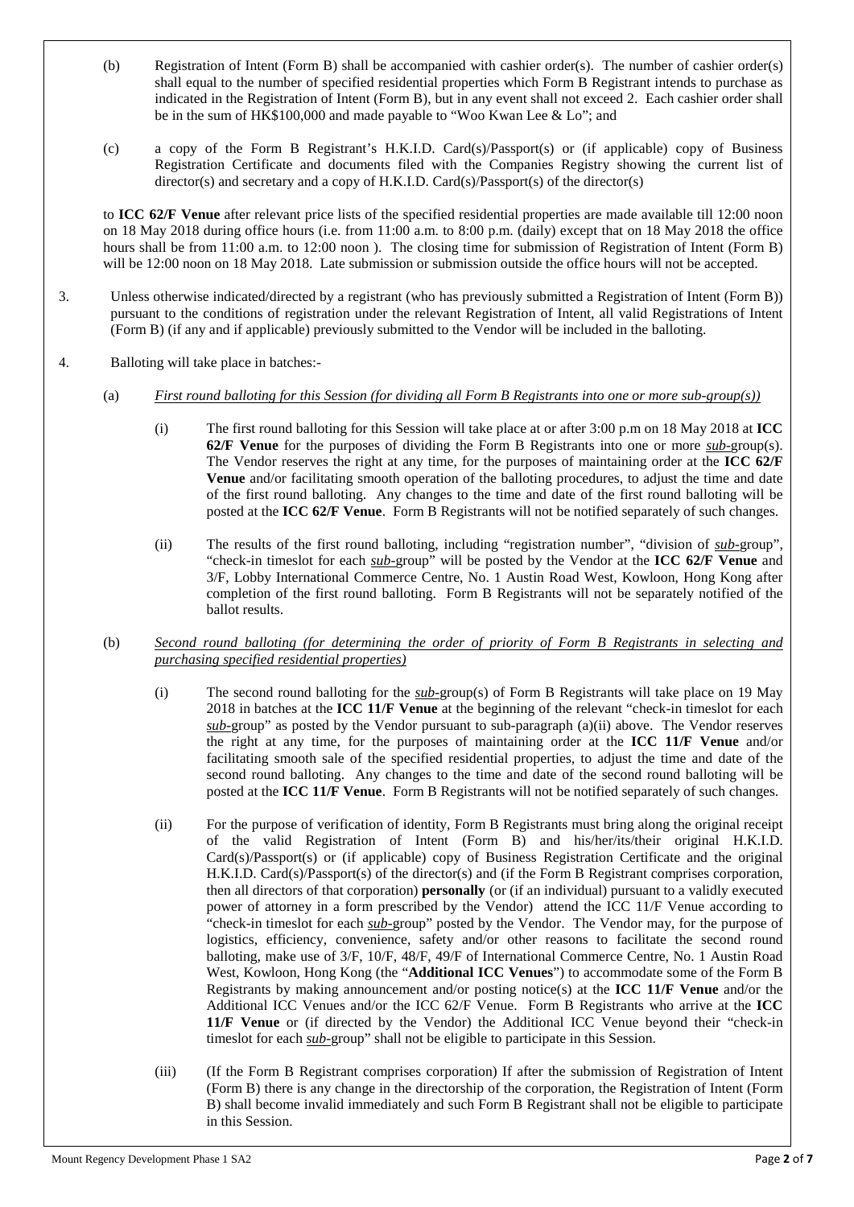(b) Registration of Intent (Form B) shall be accompanied with cashier order(s). The number of cashier order(s) shall equal to the number of specified residential properties which Form B Registrant intends to purchase as indicated in the Registration of Intent (Form B), but in any event shall not exceed 2. Each cashier order shall be in the sum of HK$100,000 and made payable to "Woo Kwan Lee & Lo"; and

(c) a copy of the Form B Registrant's H.K.I.D. Card(s)/Passport(s) or (if applicable) copy of Business Registration Certificate and documents filed with the Companies Registry showing the current list of director(s) and secretary and a copy of H.K.I.D. Card(s)/Passport(s) of the director(s)

to **ICC 62/F Venue** after relevant price lists of the specified residential properties are made available till 12:00 noon on 18 May 2018 during office hours (i.e. from 11:00 a.m. to 8:00 p.m. (daily) except that on 18 May 2018 the office hours shall be from 11:00 a.m. to 12:00 noon ). The closing time for submission of Registration of Intent (Form B) will be 12:00 noon on 18 May 2018. Late submission or submission outside the office hours will not be accepted.

3. Unless otherwise indicated/directed by a registrant (who has previously submitted a Registration of Intent (Form B)) pursuant to the conditions of registration under the relevant Registration of Intent, all valid Registrations of Intent (Form B) (if any and if applicable) previously submitted to the Vendor will be included in the balloting.

4. Balloting will take place in batches:-

(a) *First round balloting for this Session (for dividing all Form B Registrants into one or more sub-group(s))*

(i) The first round balloting for this Session will take place at or after 3:00 p.m on 18 May 2018 at **ICC 62/F Venue** for the purposes of dividing the Form B Registrants into one or more *sub*-group(s). The Vendor reserves the right at any time, for the purposes of maintaining order at the **ICC 62/F Venue** and/or facilitating smooth operation of the balloting procedures, to adjust the time and date of the first round balloting. Any changes to the time and date of the first round balloting will be posted at the **ICC 62/F Venue**. Form B Registrants will not be notified separately of such changes.

(ii) The results of the first round balloting, including "registration number", "division of *sub*-group", "check-in timeslot for each *sub*-group" will be posted by the Vendor at the **ICC 62/F Venue** and 3/F, Lobby International Commerce Centre, No. 1 Austin Road West, Kowloon, Hong Kong after completion of the first round balloting. Form B Registrants will not be separately notified of the ballot results.

(b) *Second round balloting (for determining the order of priority of Form B Registrants in selecting and purchasing specified residential properties)*

(i) The second round balloting for the *sub*-group(s) of Form B Registrants will take place on 19 May 2018 in batches at the **ICC 11/F Venue** at the beginning of the relevant "check-in timeslot for each *sub*-group" as posted by the Vendor pursuant to sub-paragraph (a)(ii) above. The Vendor reserves the right at any time, for the purposes of maintaining order at the **ICC 11/F Venue** and/or facilitating smooth sale of the specified residential properties, to adjust the time and date of the second round balloting. Any changes to the time and date of the second round balloting will be posted at the **ICC 11/F Venue**. Form B Registrants will not be notified separately of such changes.

(ii) For the purpose of verification of identity, Form B Registrants must bring along the original receipt of the valid Registration of Intent (Form B) and his/her/its/their original H.K.I.D. Card(s)/Passport(s) or (if applicable) copy of Business Registration Certificate and the original H.K.I.D. Card(s)/Passport(s) of the director(s) and (if the Form B Registrant comprises corporation, then all directors of that corporation) **personally** (or (if an individual) pursuant to a validly executed power of attorney in a form prescribed by the Vendor) attend the ICC 11/F Venue according to "check-in timeslot for each *sub*-group" posted by the Vendor. The Vendor may, for the purpose of logistics, efficiency, convenience, safety and/or other reasons to facilitate the second round balloting, make use of 3/F, 10/F, 48/F, 49/F of International Commerce Centre, No. 1 Austin Road West, Kowloon, Hong Kong (the "**Additional ICC Venues**") to accommodate some of the Form B Registrants by making announcement and/or posting notice(s) at the **ICC 11/F Venue** and/or the Additional ICC Venues and/or the ICC 62/F Venue. Form B Registrants who arrive at the **ICC 11/F Venue** or (if directed by the Vendor) the Additional ICC Venue beyond their "check-in timeslot for each *sub*-group" shall not be eligible to participate in this Session.

(iii) (If the Form B Registrant comprises corporation) If after the submission of Registration of Intent (Form B) there is any change in the directorship of the corporation, the Registration of Intent (Form B) shall become invalid immediately and such Form B Registrant shall not be eligible to participate in this Session.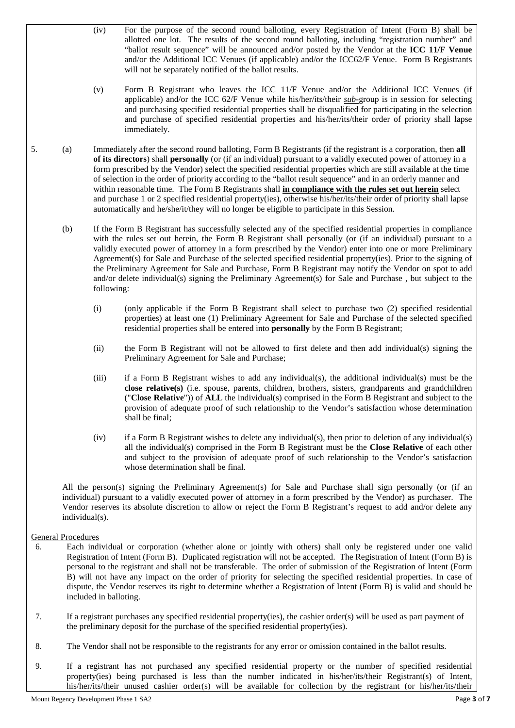(iv) For the purpose of the second round balloting, every Registration of Intent (Form B) shall be allotted one lot. The results of the second round balloting, including "registration number" and "ballot result sequence" will be announced and/or posted by the Vendor at the **ICC 11/F Venue** and/or the Additional ICC Venues (if applicable) and/or the ICC62/F Venue. Form B Registrants will not be separately notified of the ballot results.

(v) Form B Registrant who leaves the ICC 11/F Venue and/or the Additional ICC Venues (if applicable) and/or the ICC 62/F Venue while his/her/its/their *sub*-group is in session for selecting and purchasing specified residential properties shall be disqualified for participating in the selection and purchase of specified residential properties and his/her/its/their order of priority shall lapse immediately.

5. (a) Immediately after the second round balloting, Form B Registrants (if the registrant is a corporation, then **all of its directors**) shall **personally** (or (if an individual) pursuant to a validly executed power of attorney in a form prescribed by the Vendor) select the specified residential properties which are still available at the time of selection in the order of priority according to the "ballot result sequence" and in an orderly manner and within reasonable time. The Form B Registrants shall **in compliance with the rules set out herein** select and purchase 1 or 2 specified residential property(ies), otherwise his/her/its/their order of priority shall lapse automatically and he/she/it/they will no longer be eligible to participate in this Session.

(b) If the Form B Registrant has successfully selected any of the specified residential properties in compliance with the rules set out herein, the Form B Registrant shall personally (or (if an individual) pursuant to a validly executed power of attorney in a form prescribed by the Vendor) enter into one or more Preliminary Agreement(s) for Sale and Purchase of the selected specified residential property(ies). Prior to the signing of the Preliminary Agreement for Sale and Purchase, Form B Registrant may notify the Vendor on spot to add and/or delete individual(s) signing the Preliminary Agreement(s) for Sale and Purchase , but subject to the following:

(i) (only applicable if the Form B Registrant shall select to purchase two (2) specified residential properties) at least one (1) Preliminary Agreement for Sale and Purchase of the selected specified residential properties shall be entered into **personally** by the Form B Registrant;

(ii) the Form B Registrant will not be allowed to first delete and then add individual(s) signing the Preliminary Agreement for Sale and Purchase;

(iii) if a Form B Registrant wishes to add any individual(s), the additional individual(s) must be the **close relative(s)** (i.e. spouse, parents, children, brothers, sisters, grandparents and grandchildren ("**Close Relative**")) of **ALL** the individual(s) comprised in the Form B Registrant and subject to the provision of adequate proof of such relationship to the Vendor's satisfaction whose determination shall be final;

(iv) if a Form B Registrant wishes to delete any individual(s), then prior to deletion of any individual(s) all the individual(s) comprised in the Form B Registrant must be the **Close Relative** of each other and subject to the provision of adequate proof of such relationship to the Vendor's satisfaction whose determination shall be final.

All the person(s) signing the Preliminary Agreement(s) for Sale and Purchase shall sign personally (or (if an individual) pursuant to a validly executed power of attorney in a form prescribed by the Vendor) as purchaser. The Vendor reserves its absolute discretion to allow or reject the Form B Registrant's request to add and/or delete any individual(s).

General Procedures

6. Each individual or corporation (whether alone or jointly with others) shall only be registered under one valid Registration of Intent (Form B). Duplicated registration will not be accepted. The Registration of Intent (Form B) is personal to the registrant and shall not be transferable. The order of submission of the Registration of Intent (Form B) will not have any impact on the order of priority for selecting the specified residential properties. In case of dispute, the Vendor reserves its right to determine whether a Registration of Intent (Form B) is valid and should be included in balloting.

7. If a registrant purchases any specified residential property(ies), the cashier order(s) will be used as part payment of the preliminary deposit for the purchase of the specified residential property(ies).

8. The Vendor shall not be responsible to the registrants for any error or omission contained in the ballot results.

9. If a registrant has not purchased any specified residential property or the number of specified residential property(ies) being purchased is less than the number indicated in his/her/its/their Registrant(s) of Intent, his/her/its/their unused cashier order(s) will be available for collection by the registrant (or his/her/its/their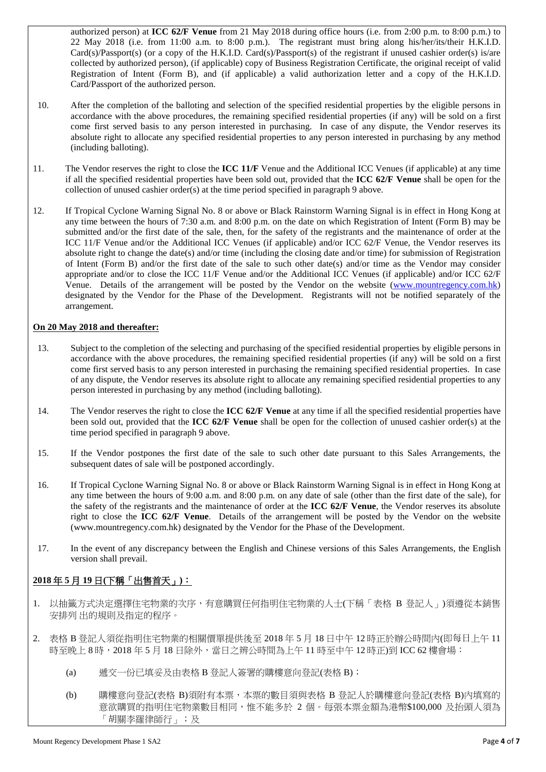authorized person) at **ICC 62/F Venue** from 21 May 2018 during office hours (i.e. from 2:00 p.m. to 8:00 p.m.) to 22 May 2018 (i.e. from 11:00 a.m. to 8:00 p.m.). The registrant must bring along his/her/its/their H.K.I.D. Card(s)/Passport(s) (or a copy of the H.K.I.D. Card(s)/Passport(s) of the registrant if unused cashier order(s) is/are collected by authorized person), (if applicable) copy of Business Registration Certificate, the original receipt of valid Registration of Intent (Form B), and (if applicable) a valid authorization letter and a copy of the H.K.I.D. Card/Passport of the authorized person.

10. After the completion of the balloting and selection of the specified residential properties by the eligible persons in accordance with the above procedures, the remaining specified residential properties (if any) will be sold on a first come first served basis to any person interested in purchasing. In case of any dispute, the Vendor reserves its absolute right to allocate any specified residential properties to any person interested in purchasing by any method (including balloting).

11. The Vendor reserves the right to close the **ICC 11/F** Venue and the Additional ICC Venues (if applicable) at any time if all the specified residential properties have been sold out, provided that the **ICC 62/F Venue** shall be open for the collection of unused cashier order(s) at the time period specified in paragraph 9 above.

12. If Tropical Cyclone Warning Signal No. 8 or above or Black Rainstorm Warning Signal is in effect in Hong Kong at any time between the hours of 7:30 a.m. and 8:00 p.m. on the date on which Registration of Intent (Form B) may be submitted and/or the first date of the sale, then, for the safety of the registrants and the maintenance of order at the ICC 11/F Venue and/or the Additional ICC Venues (if applicable) and/or ICC 62/F Venue, the Vendor reserves its absolute right to change the date(s) and/or time (including the closing date and/or time) for submission of Registration of Intent (Form B) and/or the first date of the sale to such other date(s) and/or time as the Vendor may consider appropriate and/or to close the ICC 11/F Venue and/or the Additional ICC Venues (if applicable) and/or ICC 62/F Venue. Details of the arrangement will be posted by the Vendor on the website (www.mountregency.com.hk) designated by the Vendor for the Phase of the Development. Registrants will not be notified separately of the arrangement.

**On 20 May 2018 and thereafter:**

13. Subject to the completion of the selecting and purchasing of the specified residential properties by eligible persons in accordance with the above procedures, the remaining specified residential properties (if any) will be sold on a first come first served basis to any person interested in purchasing the remaining specified residential properties. In case of any dispute, the Vendor reserves its absolute right to allocate any remaining specified residential properties to any person interested in purchasing by any method (including balloting).

14. The Vendor reserves the right to close the **ICC 62/F Venue** at any time if all the specified residential properties have been sold out, provided that the **ICC 62/F Venue** shall be open for the collection of unused cashier order(s) at the time period specified in paragraph 9 above.

15. If the Vendor postpones the first date of the sale to such other date pursuant to this Sales Arrangements, the subsequent dates of sale will be postponed accordingly.

16. If Tropical Cyclone Warning Signal No. 8 or above or Black Rainstorm Warning Signal is in effect in Hong Kong at any time between the hours of 9:00 a.m. and 8:00 p.m. on any date of sale (other than the first date of the sale), for the safety of the registrants and the maintenance of order at the **ICC 62/F Venue**, the Vendor reserves its absolute right to close the **ICC 62/F Venue**. Details of the arrangement will be posted by the Vendor on the website (www.mountregency.com.hk) designated by the Vendor for the Phase of the Development.

17. In the event of any discrepancy between the English and Chinese versions of this Sales Arrangements, the English version shall prevail.

**2018 年 5 月 19 日(下稱「出售首天」)：**

1. 以抽籤方式決定選擇住宅物業的次序，有意購買任何指明住宅物業的人士(下稱「表格 B 登記人」)須遵從本銷售安排列 出的規則及指定的程序。

2. 表格 B 登記人須從指明住宅物業的相關價單提供後至 2018 年 5 月 18 日中午 12 時正於辦公時間內(即每日上午 11 時至晚上 8 時，2018 年 5 月 18 日除外，當日之辦公時間為上午 11 時至中午 12 時正)到 ICC 62 樓會場：

    (a) 遞交一份已填妥及由表格 B 登記人簽署的購樓意向登記(表格 B)；

    (b) 購樓意向登記(表格 B)須附有本票，本票的數目須與表格 B 登記人於購樓意向登記(表格 B)內填寫的意欲購買的指明住宅物業數目相同，惟不能多於 2 個。每張本票金額為港幣$100,000 及抬頭人須為「胡關李羅律師行」；及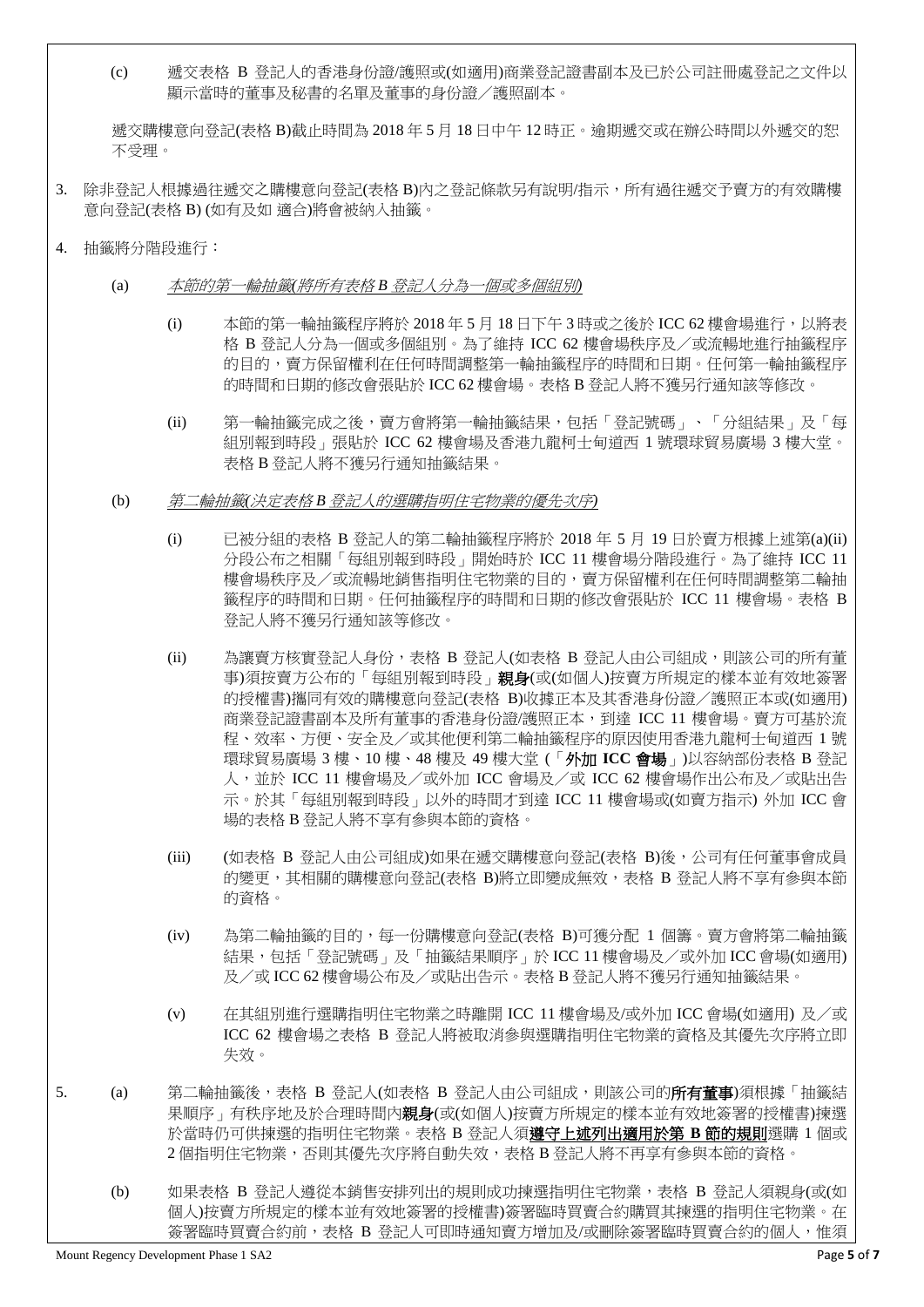(c) 遞交表格 B 登記人的香港身份證/護照或(如適用)商業登記證書副本及已於公司註冊處登記之文件以顯示當時的董事及秘書的名單及董事的身份證／護照副本。

遞交購樓意向登記(表格 B)截止時間為 2018 年 5 月 18 日中午 12 時正。逾期遞交或在辦公時間以外遞交的恕不受理。

3. 除非登記人根據過往遞交之購樓意向登記(表格 B)內之登記條款另有說明/指示，所有過往遞交予賣方的有效購樓意向登記(表格 B) (如有及如 適合)將會被納入抽籤。

4. 抽籤將分階段進行：

(a) *本節的第一輪抽籤(將所有表格 B 登記人分為一個或多個組別)*

(i) 本節的第一輪抽籤程序將於 2018 年 5 月 18 日下午 3 時或之後於 ICC 62 樓會場進行，以將表格 B 登記人分為一個或多個組別。為了維持 ICC 62 樓會場秩序及／或流暢地進行抽籤程序的目的，賣方保留權利在任何時間調整第一輪抽籤程序的時間和日期。任何第一輪抽籤程序的時間和日期的修改會張貼於 ICC 62 樓會場。表格 B 登記人將不獲另行通知該等修改。

(ii) 第一輪抽籤完成之後，賣方會將第一輪抽籤結果，包括「登記號碼」、「分組結果」及「每組別報到時段」張貼於 ICC 62 樓會場及香港九龍柯士甸道西 1 號環球貿易廣場 3 樓大堂。表格 B 登記人將不獲另行通知抽籤結果。

(b) *第二輪抽籤(決定表格 B 登記人的選購指明住宅物業的優先次序)*

(i) 已被分組的表格 B 登記人的第二輪抽籤程序將於 2018 年 5 月 19 日於賣方根據上述第(a)(ii)分段公布之相關「每組別報到時段」開始時於 ICC 11 樓會場分階段進行。為了維持 ICC 11 樓會場秩序及／或流暢地銷售指明住宅物業的目的，賣方保留權利在任何時間調整第二輪抽籤程序的時間和日期。任何抽籤程序的時間和日期的修改會張貼於 ICC 11 樓會場。表格 B 登記人將不獲另行通知該等修改。

(ii) 為讓賣方核實登記人身份，表格 B 登記人(如表格 B 登記人由公司組成，則該公司的所有董事)須按賣方公布的「每組別報到時段」**親身**(或(如個人)按賣方所規定的樣本並有效地簽署的授權書)攜同有效的購樓意向登記(表格 B)收據正本及其香港身份證／護照正本或(如適用)商業登記證書副本及所有董事的香港身份證/護照正本，到達 ICC 11 樓會場。賣方可基於流程、效率、方便、安全及／或其他便利第二輪抽籤程序的原因使用香港九龍柯士甸道西 1 號環球貿易廣場 3 樓、10 樓、48 樓及 49 樓大堂 (「**外加 ICC 會場**」)以容納部份表格 B 登記人，並於 ICC 11 樓會場及／或外加 ICC 會場及／或 ICC 62 樓會場作出公布及／或貼出告示。於其「每組別報到時段」以外的時間才到達 ICC 11 樓會場或(如賣方指示) 外加 ICC 會場的表格 B 登記人將不享有參與本節的資格。

(iii) (如表格 B 登記人由公司組成)如果在遞交購樓意向登記(表格 B)後，公司有任何董事會成員的變更，其相關的購樓意向登記(表格 B)將立即變成無效，表格 B 登記人將不享有參與本節的資格。

(iv) 為第二輪抽籤的目的，每一份購樓意向登記(表格 B)可獲分配 1 個籌。賣方會將第二輪抽籤結果，包括「登記號碼」及「抽籤結果順序」於 ICC 11 樓會場及／或外加 ICC 會場(如適用)及／或 ICC 62 樓會場公布及／或貼出告示。表格 B 登記人將不獲另行通知抽籤結果。

(v) 在其組別進行選購指明住宅物業之時離開 ICC 11 樓會場及/或外加 ICC 會場(如適用) 及／或 ICC 62 樓會場之表格 B 登記人將被取消參與選購指明住宅物業的資格及其優先次序將立即失效。

5. (a) 第二輪抽籤後，表格 B 登記人(如表格 B 登記人由公司組成，則該公司的**所有董事**)須根據「抽籤結果順序」有秩序地及於合理時間內**親身**(或(如個人)按賣方所規定的樣本並有效地簽署的授權書)揀選於當時仍可供揀選的指明住宅物業。表格 B 登記人須**<u>遵守上述列出適用於第 B 節的規則</u>**選購 1 個或 2 個指明住宅物業，否則其優先次序將自動失效，表格 B 登記人將不再享有參與本節的資格。

(b) 如果表格 B 登記人遵從本銷售安排列出的規則成功揀選指明住宅物業，表格 B 登記人須親身(或(如個人)按賣方所規定的樣本並有效地簽署的授權書)簽署臨時買賣合約購買其揀選的指明住宅物業。在簽署臨時買賣合約前，表格 B 登記人可即時通知賣方增加及/或刪除簽署臨時買賣合約的個人，惟須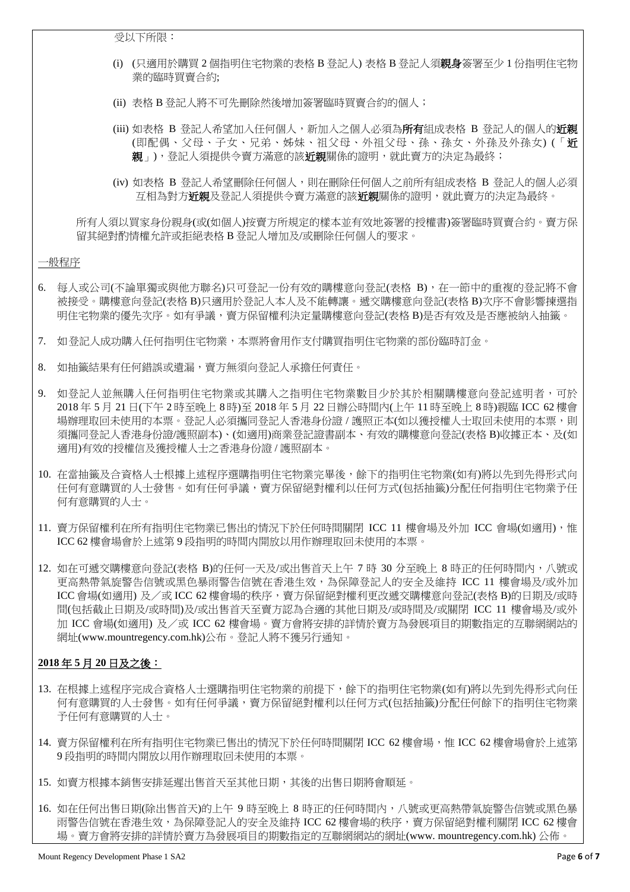受以下所限：

(i) (只適用於購買 2 個指明住宅物業的表格 B 登記人) 表格 B 登記人須**親身**簽署至少 1 份指明住宅物業的臨時買賣合約;

(ii) 表格 B 登記人將不可先刪除然後增加簽署臨時買賣合約的個人；

(iii) 如表格 B 登記人希望加入任何個人，新加入之個人必須為**所有**組成表格 B 登記人的個人的**近親**(即配偶、父母、子女、兄弟、姊妹、祖父母、外祖父母、孫、孫女、外孫及外孫女) (「**近親**」)，登記人須提供令賣方滿意的該**近親**關係的證明，就此賣方的決定為最終；

(iv) 如表格 B 登記人希望刪除任何個人，則在刪除任何個人之前所有組成表格 B 登記人的個人必須互相為對方**近親**及登記人須提供令賣方滿意的該**近親**關係的證明，就此賣方的決定為最終。

所有人須以買家身份親身(或(如個人)按賣方所規定的樣本並有效地簽署的授權書)簽署臨時買賣合約。賣方保留其絕對酌情權允許或拒絕表格 B 登記人增加及/或刪除任何個人的要求。

一般程序

6. 每人或公司(不論單獨或與他方聯名)只可登記一份有效的購樓意向登記(表格 B)，在一節中的重複的登記將不會被接受。購樓意向登記(表格 B)只適用於登記人本人及不能轉讓。遞交購樓意向登記(表格 B)次序不會影響揀選指明住宅物業的優先次序。如有爭議，賣方保留權利決定量購樓意向登記(表格 B)是否有效及是否應被納入抽籤。

7. 如登記人成功購入任何指明住宅物業，本票將會用作支付購買指明住宅物業的部份臨時訂金。

8. 如抽籤結果有任何錯誤或遺漏，賣方無須向登記人承擔任何責任。

9. 如登記人並無購入任何指明住宅物業或其購入之指明住宅物業數目少於其於相關購樓意向登記述明者，可於 2018 年 5 月 21 日(下午 2 時至晚上 8 時)至 2018 年 5 月 22 日辦公時間內(上午 11 時至晚上 8 時)親臨 ICC 62 樓會場辦理取回未使用的本票。登記人必須攜同登記人香港身份證 / 護照正本(如以獲授權人士取回未使用的本票，則須攜同登記人香港身份證/護照副本)、(如適用)商業登記證書副本、有效的購樓意向登記(表格 B)收據正本、及(如適用)有效的授權信及獲授權人士之香港身份證 / 護照副本。

10. 在當抽籤及合資格人士根據上述程序選購指明住宅物業完畢後，餘下的指明住宅物業(如有)將以先到先得形式向任何有意購買的人士發售。如有任何爭議，賣方保留絕對權利以任何方式(包括抽籤)分配任何指明住宅物業予任何有意購買的人士。

11. 賣方保留權利在所有指明住宅物業已售出的情況下於任何時間關閉 ICC 11 樓會場及外加 ICC 會場(如適用)，惟 ICC 62 樓會場會於上述第 9 段指明的時間內開放以用作辦理取回未使用的本票。

12. 如在可遞交購樓意向登記(表格 B)的任何一天及/或出售首天上午 7 時 30 分至晚上 8 時正的任何時間內，八號或更高熱帶氣旋警告信號或黑色暴雨警告信號在香港生效，為保障登記人的安全及維持 ICC 11 樓會場及/或外加 ICC 會場(如適用) 及／或 ICC 62 樓會場的秩序，賣方保留絕對權利更改遞交購樓意向登記(表格 B)的日期及/或時間(包括截止日期及/或時間)及/或出售首天至賣方認為合適的其他日期及/或時間及/或關閉 ICC 11 樓會場及/或外加 ICC 會場(如適用) 及／或 ICC 62 樓會場。賣方會將安排的詳情於賣方為發展項目的期數指定的互聯網網站的網址(www.mountregency.com.hk)公布。登記人將不獲另行通知。

**2018 年 5 月 20 日及之後：**

13. 在根據上述程序完成合資格人士選購指明住宅物業的前提下，餘下的指明住宅物業(如有)將以先到先得形式向任何有意購買的人士發售。如有任何爭議，賣方保留絕對權利以任何方式(包括抽籤)分配任何餘下的指明住宅物業予任何有意購買的人士。

14. 賣方保留權利在所有指明住宅物業已售出的情況下於任何時間關閉 ICC 62 樓會場，惟 ICC 62 樓會場會於上述第 9 段指明的時間內開放以用作辦理取回未使用的本票。

15. 如賣方根據本銷售安排延遲出售首天至其他日期，其後的出售日期將會順延。

16. 如在任何出售日期(除出售首天)的上午 9 時至晚上 8 時正的任何時間內，八號或更高熱帶氣旋警告信號或黑色暴雨警告信號在香港生效，為保障登記人的安全及維持 ICC 62 樓會場的秩序，賣方保留絕對權利關閉 ICC 62 樓會場。賣方會將安排的詳情於賣方為發展項目的期數指定的互聯網網站的網址(www. mountregency.com.hk) 公佈。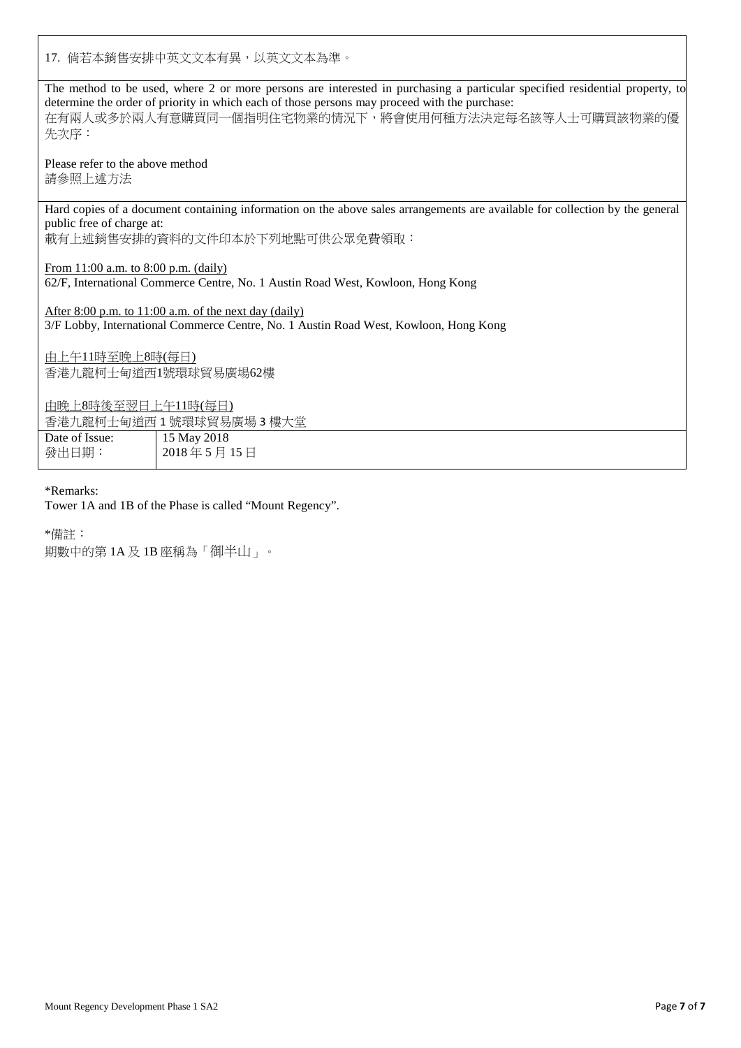17. 倘若本銷售安排中英文文本有異，以英文文本為準。

The method to be used, where 2 or more persons are interested in purchasing a particular specified residential property, to determine the order of priority in which each of those persons may proceed with the purchase:
在有兩人或多於兩人有意購買同一個指明住宅物業的情況下，將會使用何種方法決定每名該等人士可購買該物業的優先次序：

Please refer to the above method
請參照上述方法

Hard copies of a document containing information on the above sales arrangements are available for collection by the general public free of charge at:
載有上述銷售安排的資料的文件印本於下列地點可供公眾免費領取：

From 11:00 a.m. to 8:00 p.m. (daily)
62/F, International Commerce Centre, No. 1 Austin Road West, Kowloon, Hong Kong

After 8:00 p.m. to 11:00 a.m. of the next day (daily)
3/F Lobby, International Commerce Centre, No. 1 Austin Road West, Kowloon, Hong Kong

由上午11時至晚上8時(每日)
香港九龍柯士甸道西1號環球貿易廣場62樓

由晚上8時後至翌日上午11時(每日)
香港九龍柯士甸道西 1 號環球貿易廣場 3 樓大堂

| | |
|---|---|
| Date of Issue:<br>發出日期： | 15 May 2018<br>2018 年 5 月 15 日 |

*Remarks:
Tower 1A and 1B of the Phase is called "Mount Regency".

*備註：
期數中的第 1A 及 1B 座稱為「御半山」。